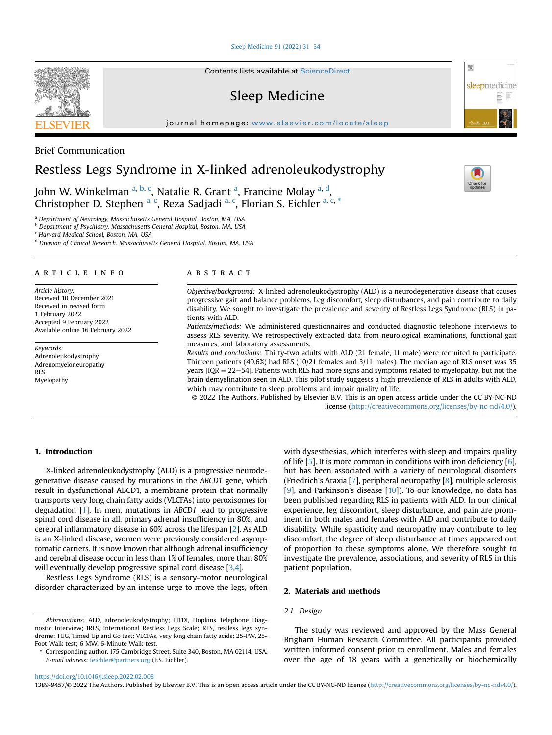Brief Communication

# Restless Legs Syndrome in X-linked adrenoleukodystrophy

John W. Winkelman [a, b, c], Natalie R. Grant [a], Francine Molay [a, d], Christopher D. Stephen [a, c], Reza Sadjadi [a, c], Florian S. Eichler [a, c, *]

[a] Department of Neurology, Massachusetts General Hospital, Boston, MA, USA
[b] Department of Psychiatry, Massachusetts General Hospital, Boston, MA, USA
[c] Harvard Medical School, Boston, MA, USA
[d] Division of Clinical Research, Massachusetts General Hospital, Boston, MA, USA

**ARTICLE INFO**

*Article history:*
Received 10 December 2021
Received in revised form
1 February 2022
Accepted 9 February 2022
Available online 16 February 2022

*Keywords:*
Adrenoleukodystrophy
Adrenomyeloneuropathy
RLS
Myelopathy

**ABSTRACT**

*Objective/background:* X-linked adrenoleukodystrophy (ALD) is a neurodegenerative disease that causes progressive gait and balance problems. Leg discomfort, sleep disturbances, and pain contribute to daily disability. We sought to investigate the prevalence and severity of Restless Legs Syndrome (RLS) in patients with ALD.

*Patients/methods:* We administered questionnaires and conducted diagnostic telephone interviews to assess RLS severity. We retrospectively extracted data from neurological examinations, functional gait measures, and laboratory assessments.

*Results and conclusions:* Thirty-two adults with ALD (21 female, 11 male) were recruited to participate. Thirteen patients (40.6%) had RLS (10/21 females and 3/11 males). The median age of RLS onset was 35 years [IQR = 22–54]. Patients with RLS had more signs and symptoms related to myelopathy, but not the brain demyelination seen in ALD. This pilot study suggests a high prevalence of RLS in adults with ALD, which may contribute to sleep problems and impair quality of life.

© 2022 The Authors. Published by Elsevier B.V. This is an open access article under the CC BY-NC-ND license (http://creativecommons.org/licenses/by-nc-nd/4.0/).

## 1. Introduction

X-linked adrenoleukodystrophy (ALD) is a progressive neurodegenerative disease caused by mutations in the *ABCD1* gene, which result in dysfunctional ABCD1, a membrane protein that normally transports very long chain fatty acids (VLCFAs) into peroxisomes for degradation [1]. In men, mutations in *ABCD1* lead to progressive spinal cord disease in all, primary adrenal insufficiency in 80%, and cerebral inflammatory disease in 60% across the lifespan [2]. As ALD is an X-linked disease, women were previously considered asymptomatic carriers. It is now known that although adrenal insufficiency and cerebral disease occur in less than 1% of females, more than 80% will eventually develop progressive spinal cord disease [3,4].

Restless Legs Syndrome (RLS) is a sensory-motor neurological disorder characterized by an intense urge to move the legs, often with dysesthesias, which interferes with sleep and impairs quality of life [5]. It is more common in conditions with iron deficiency [6], but has been associated with a variety of neurological disorders (Friedrich's Ataxia [7], peripheral neuropathy [8], multiple sclerosis [9], and Parkinson's disease [10]). To our knowledge, no data has been published regarding RLS in patients with ALD. In our clinical experience, leg discomfort, sleep disturbance, and pain are prominent in both males and females with ALD and contribute to daily disability. While spasticity and neuropathy may contribute to leg discomfort, the degree of sleep disturbance at times appeared out of proportion to these symptoms alone. We therefore sought to investigate the prevalence, associations, and severity of RLS in this patient population.

## 2. Materials and methods

### 2.1. Design

The study was reviewed and approved by the Mass General Brigham Human Research Committee. All participants provided written informed consent prior to enrollment. Males and females over the age of 18 years with a genetically or biochemically

---

*Abbreviations:* ALD, adrenoleukodystrophy; HTDI, Hopkins Telephone Diagnostic Interview; IRLS, International Restless Legs Scale; RLS, restless legs syndrome; TUG, Timed Up and Go test; VLCFAs, very long chain fatty acids; 25-FW, 25-Foot Walk test; 6 MW, 6-Minute Walk test.

\* Corresponding author. 175 Cambridge Street, Suite 340, Boston, MA 02114, USA.
*E-mail address:* feichler@partners.org (F.S. Eichler).

https://doi.org/10.1016/j.sleep.2022.02.008
1389-9457/© 2022 The Authors. Published by Elsevier B.V. This is an open access article under the CC BY-NC-ND license (http://creativecommons.org/licenses/by-nc-nd/4.0/).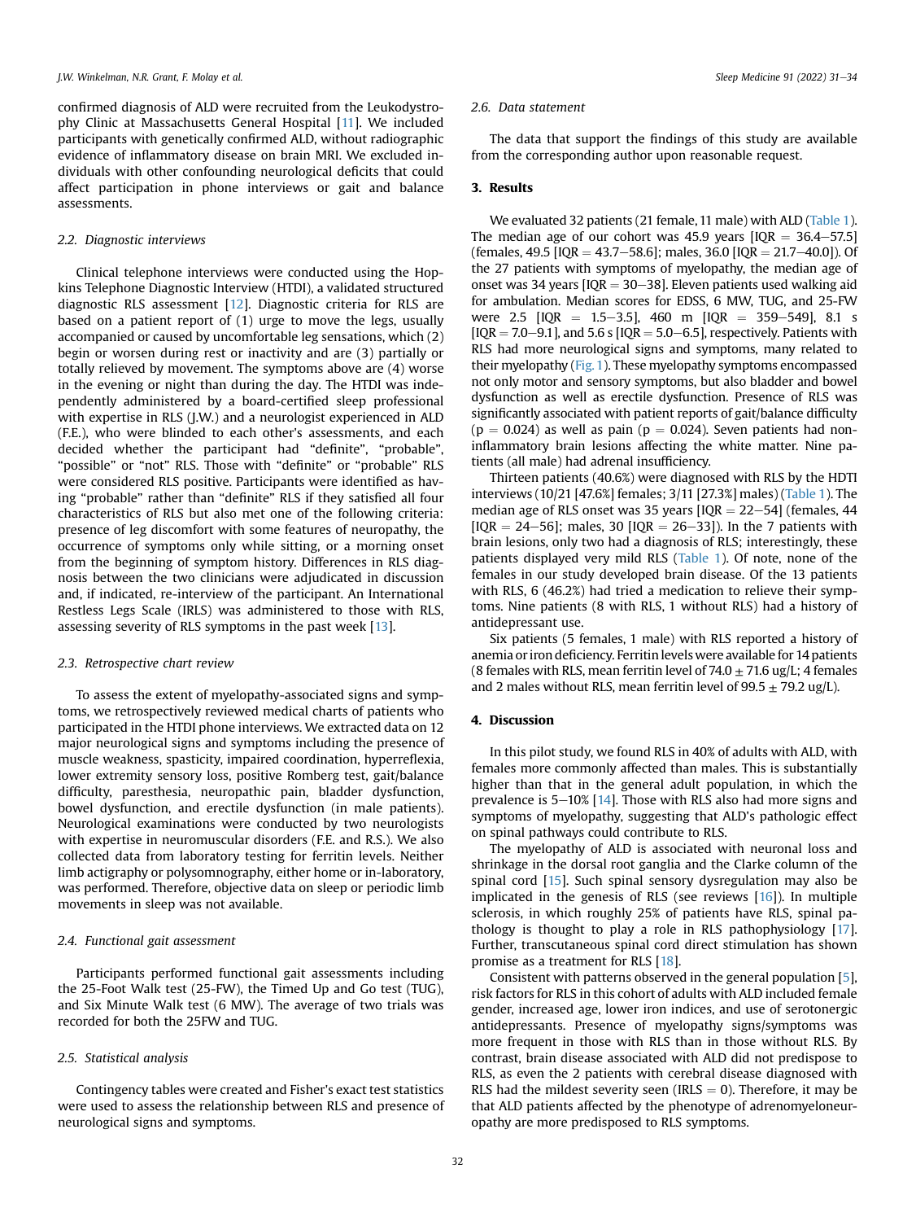confirmed diagnosis of ALD were recruited from the Leukodystrophy Clinic at Massachusetts General Hospital [11]. We included participants with genetically confirmed ALD, without radiographic evidence of inflammatory disease on brain MRI. We excluded individuals with other confounding neurological deficits that could affect participation in phone interviews or gait and balance assessments.

### 2.2. Diagnostic interviews

Clinical telephone interviews were conducted using the Hopkins Telephone Diagnostic Interview (HTDI), a validated structured diagnostic RLS assessment [12]. Diagnostic criteria for RLS are based on a patient report of (1) urge to move the legs, usually accompanied or caused by uncomfortable leg sensations, which (2) begin or worsen during rest or inactivity and are (3) partially or totally relieved by movement. The symptoms above are (4) worse in the evening or night than during the day. The HTDI was independently administered by a board-certified sleep professional with expertise in RLS (J.W.) and a neurologist experienced in ALD (F.E.), who were blinded to each other's assessments, and each decided whether the participant had "definite", "probable", "possible" or "not" RLS. Those with "definite" or "probable" RLS were considered RLS positive. Participants were identified as having "probable" rather than "definite" RLS if they satisfied all four characteristics of RLS but also met one of the following criteria: presence of leg discomfort with some features of neuropathy, the occurrence of symptoms only while sitting, or a morning onset from the beginning of symptom history. Differences in RLS diagnosis between the two clinicians were adjudicated in discussion and, if indicated, re-interview of the participant. An International Restless Legs Scale (IRLS) was administered to those with RLS, assessing severity of RLS symptoms in the past week [13].

### 2.3. Retrospective chart review

To assess the extent of myelopathy-associated signs and symptoms, we retrospectively reviewed medical charts of patients who participated in the HTDI phone interviews. We extracted data on 12 major neurological signs and symptoms including the presence of muscle weakness, spasticity, impaired coordination, hyperreflexia, lower extremity sensory loss, positive Romberg test, gait/balance difficulty, paresthesia, neuropathic pain, bladder dysfunction, bowel dysfunction, and erectile dysfunction (in male patients). Neurological examinations were conducted by two neurologists with expertise in neuromuscular disorders (F.E. and R.S.). We also collected data from laboratory testing for ferritin levels. Neither limb actigraphy or polysomnography, either home or in-laboratory, was performed. Therefore, objective data on sleep or periodic limb movements in sleep was not available.

### 2.4. Functional gait assessment

Participants performed functional gait assessments including the 25-Foot Walk test (25-FW), the Timed Up and Go test (TUG), and Six Minute Walk test (6 MW). The average of two trials was recorded for both the 25FW and TUG.

### 2.5. Statistical analysis

Contingency tables were created and Fisher's exact test statistics were used to assess the relationship between RLS and presence of neurological signs and symptoms.

### 2.6. Data statement

The data that support the findings of this study are available from the corresponding author upon reasonable request.

## 3. Results

We evaluated 32 patients (21 female, 11 male) with ALD (Table 1). The median age of our cohort was 45.9 years [IQR = 36.4–57.5] (females, 49.5 [IQR = 43.7–58.6]; males, 36.0 [IQR = 21.7–40.0]). Of the 27 patients with symptoms of myelopathy, the median age of onset was 34 years [IQR = 30–38]. Eleven patients used walking aid for ambulation. Median scores for EDSS, 6 MW, TUG, and 25-FW were 2.5 [IQR = 1.5–3.5], 460 m [IQR = 359–549], 8.1 s [IQR = 7.0–9.1], and 5.6 s [IQR = 5.0–6.5], respectively. Patients with RLS had more neurological signs and symptoms, many related to their myelopathy (Fig. 1). These myelopathy symptoms encompassed not only motor and sensory symptoms, but also bladder and bowel dysfunction as well as erectile dysfunction. Presence of RLS was significantly associated with patient reports of gait/balance difficulty ($p = 0.024$) as well as pain ($p = 0.024$). Seven patients had non-inflammatory brain lesions affecting the white matter. Nine patients (all male) had adrenal insufficiency.

Thirteen patients (40.6%) were diagnosed with RLS by the HDTI interviews (10/21 [47.6%] females; 3/11 [27.3%] males) (Table 1). The median age of RLS onset was 35 years [IQR = 22–54] (females, 44 [IQR = 24–56]; males, 30 [IQR = 26–33]). In the 7 patients with brain lesions, only two had a diagnosis of RLS; interestingly, these patients displayed very mild RLS (Table 1). Of note, none of the females in our study developed brain disease. Of the 13 patients with RLS, 6 (46.2%) had tried a medication to relieve their symptoms. Nine patients (8 with RLS, 1 without RLS) had a history of antidepressant use.

Six patients (5 females, 1 male) with RLS reported a history of anemia or iron deficiency. Ferritin levels were available for 14 patients (8 females with RLS, mean ferritin level of 74.0 ± 71.6 ug/L; 4 females and 2 males without RLS, mean ferritin level of 99.5 ± 79.2 ug/L).

## 4. Discussion

In this pilot study, we found RLS in 40% of adults with ALD, with females more commonly affected than males. This is substantially higher than that in the general adult population, in which the prevalence is 5–10% [14]. Those with RLS also had more signs and symptoms of myelopathy, suggesting that ALD's pathologic effect on spinal pathways could contribute to RLS.

The myelopathy of ALD is associated with neuronal loss and shrinkage in the dorsal root ganglia and the Clarke column of the spinal cord [15]. Such spinal sensory dysregulation may also be implicated in the genesis of RLS (see reviews [16]). In multiple sclerosis, in which roughly 25% of patients have RLS, spinal pathology is thought to play a role in RLS pathophysiology [17]. Further, transcutaneous spinal cord direct stimulation has shown promise as a treatment for RLS [18].

Consistent with patterns observed in the general population [5], risk factors for RLS in this cohort of adults with ALD included female gender, increased age, lower iron indices, and use of serotonergic antidepressants. Presence of myelopathy signs/symptoms was more frequent in those with RLS than in those without RLS. By contrast, brain disease associated with ALD did not predispose to RLS, as even the 2 patients with cerebral disease diagnosed with RLS had the mildest severity seen (IRLS = 0). Therefore, it may be that ALD patients affected by the phenotype of adrenomyeloneuropathy are more predisposed to RLS symptoms.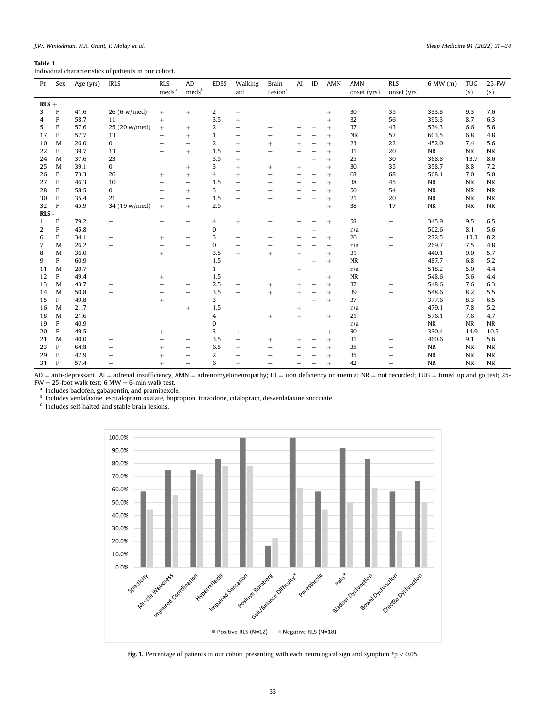**Table 1**
Individual characteristics of patients in our cohort.

| Pt | Sex | Age (yrs) | IRLS | RLS meds[a] | AD meds[b] | EDSS | Walking aid | Brain Lesion[c] | AI | ID | AMN | AMN onset (yrs) | RLS onset (yrs) | 6 MW (m) | TUG (s) | 25-FW (s) |
|---|---|---|---|---|---|---|---|---|---|---|---|---|---|---|---|---|
| **RLS +** | | | | | | | | | | | | | | | | |
| 3 | F | 41.6 | 26 (6 w/med) | + | + | 2 | + | − | − | − | + | 30 | 35 | 333.8 | 9.3 | 7.6 |
| 4 | F | 58.7 | 11 | + | − | 3.5 | + | − | − | − | + | 32 | 56 | 395.3 | 8.7 | 6.3 |
| 5 | F | 57.6 | 25 (20 w/med) | + | + | 2 | − | − | − | + | + | 37 | 43 | 534.3 | 6.6 | 5.6 |
| 17 | F | 57.7 | 13 | − | + | 1 | − | − | − | − | + | NR | 57 | 603.5 | 6.8 | 4.8 |
| 10 | M | 26.0 | 0 | − | − | 2 | + | + | + | − | + | 23 | 22 | 452.0 | 7.4 | 5.6 |
| 22 | F | 39.7 | 13 | − | + | 1.5 | − | − | − | − | + | 31 | 20 | NR | NR | NR |
| 24 | M | 37.6 | 23 | − | − | 3.5 | + | − | − | + | + | 25 | 30 | 368.8 | 13.7 | 8.6 |
| 25 | M | 39.1 | 0 | − | + | 3 | + | + | + | − | + | 30 | 35 | 358.7 | 8.8 | 7.2 |
| 26 | F | 73.3 | 26 | + | + | 4 | + | − | − | − | + | 68 | 68 | 568.1 | 7.0 | 5.0 |
| 27 | F | 46.3 | 10 | − | − | 1.5 | − | − | − | − | + | 38 | 45 | NR | NR | NR |
| 28 | F | 58.5 | 0 | − | + | 3 | − | − | − | − | + | 50 | 54 | NR | NR | NR |
| 30 | F | 35.4 | 21 | − | − | 1.5 | − | − | − | + | + | 21 | 20 | NR | NR | NR |
| 32 | F | 45.9 | 34 (19 w/med) | + | + | 2.5 | − | − | − | − | + | 38 | 17 | NR | NR | NR |
| **RLS -** | | | | | | | | | | | | | | | | |
| 1 | F | 79.2 | − | − | − | 4 | + | − | − | − | + | 58 | − | 345.9 | 9.5 | 6.5 |
| 2 | F | 45.8 | − | − | − | 0 | − | − | − | + | − | n/a | − | 502.6 | 8.1 | 5.6 |
| 6 | F | 34.1 | − | + | − | 3 | − | − | − | − | + | 26 | − | 272.5 | 13.3 | 8.2 |
| 7 | M | 26.2 | − | − | − | 0 | − | − | − | − | − | n/a | − | 269.7 | 7.5 | 4.8 |
| 8 | M | 36.0 | − | + | − | 3.5 | + | + | + | − | + | 31 | − | 440.1 | 9.0 | 5.7 |
| 9 | F | 60.9 | − | − | − | 1.5 | − | − | − | + | + | NR | − | 487.7 | 6.8 | 5.2 |
| 11 | M | 20.7 | − | − | − | 1 | − | − | + | − | − | n/a | − | 518.2 | 5.0 | 4.4 |
| 12 | F | 49.4 | − | + | − | 1.5 | − | − | − | − | + | NR | − | 548.6 | 5.6 | 4.4 |
| 13 | M | 43.7 | − | − | − | 2.5 | − | + | + | − | + | 37 | − | 548.6 | 7.6 | 6.3 |
| 14 | M | 50.8 | − | − | − | 3.5 | − | + | + | − | + | 39 | − | 548.6 | 8.2 | 5.5 |
| 15 | F | 49.8 | − | + | − | 3 | − | − | − | + | + | 37 | − | 377.6 | 8.3 | 6.5 |
| 16 | M | 21.7 | − | − | + | 1.5 | − | − | + | − | − | n/a | − | 479.1 | 7.8 | 5.2 |
| 18 | M | 21.6 | − | − | − | 4 | − | + | + | − | + | 21 | − | 576.1 | 7.6 | 4.7 |
| 19 | F | 40.9 | − | − | − | 0 | − | − | − | − | − | n/a | − | NR | NR | NR |
| 20 | F | 49.5 | − | + | − | 3 | + | − | − | − | + | 30 | − | 330.4 | 14.9 | 10.5 |
| 21 | M | 40.0 | − | − | − | 3.5 | − | + | + | − | + | 31 | − | 460.6 | 9.1 | 5.6 |
| 23 | F | 64.8 | − | + | − | 6.5 | + | − | − | − | + | 35 | − | NR | NR | NR |
| 29 | F | 47.9 | − | + | − | 2 | − | − | − | − | + | 35 | − | NR | NR | NR |
| 31 | F | 57.4 | − | + | − | 6 | + | − | − | − | + | 42 | − | NR | NR | NR |

AD = anti-depressant; AI = adrenal insufficiency, AMN = adrenomyeloneuropathy; ID = iron deficiency or anemia; NR = not recorded; TUG = timed up and go test; 25-FW = 25-foot walk test; 6 MW = 6-min walk test.

[a] Includes baclofen, gabapentin, and pramipexole.

[b] Includes venlafaxine, escitalopram oxalate, bupropion, trazodone, citalopram, desvenlafaxine succinate.

[c] Includes self-halted and stable brain lesions.

**Fig. 1.** Percentage of patients in our cohort presenting with each neurological sign and symptom *p < 0.05.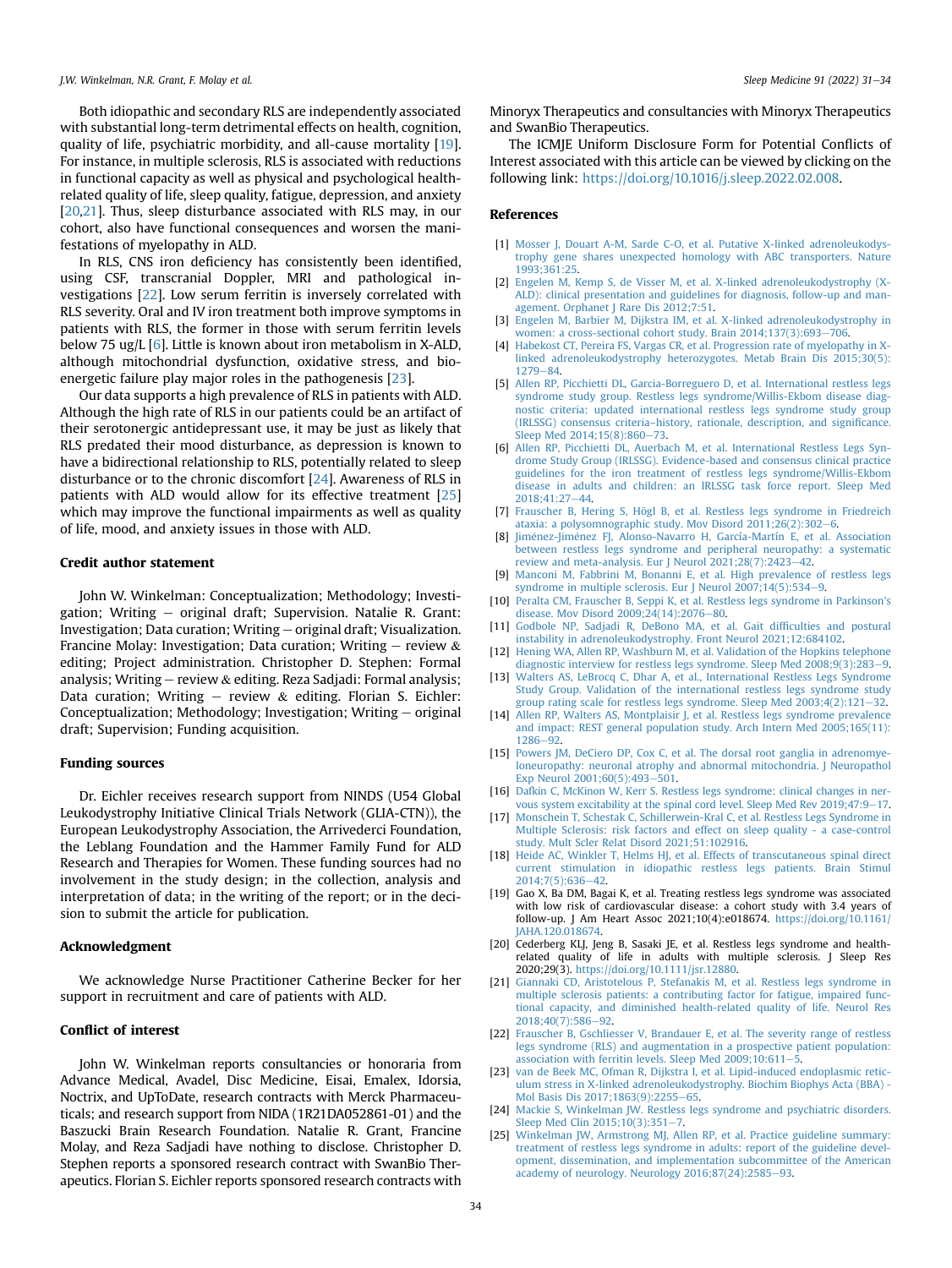Both idiopathic and secondary RLS are independently associated with substantial long-term detrimental effects on health, cognition, quality of life, psychiatric morbidity, and all-cause mortality [19]. For instance, in multiple sclerosis, RLS is associated with reductions in functional capacity as well as physical and psychological health-related quality of life, sleep quality, fatigue, depression, and anxiety [20,21]. Thus, sleep disturbance associated with RLS may, in our cohort, also have functional consequences and worsen the manifestations of myelopathy in ALD.

In RLS, CNS iron deficiency has consistently been identified, using CSF, transcranial Doppler, MRI and pathological investigations [22]. Low serum ferritin is inversely correlated with RLS severity. Oral and IV iron treatment both improve symptoms in patients with RLS, the former in those with serum ferritin levels below 75 ug/L [6]. Little is known about iron metabolism in X-ALD, although mitochondrial dysfunction, oxidative stress, and bioenergetic failure play major roles in the pathogenesis [23].

Our data supports a high prevalence of RLS in patients with ALD. Although the high rate of RLS in our patients could be an artifact of their serotonergic antidepressant use, it may be just as likely that RLS predated their mood disturbance, as depression is known to have a bidirectional relationship to RLS, potentially related to sleep disturbance or to the chronic discomfort [24]. Awareness of RLS in patients with ALD would allow for its effective treatment [25] which may improve the functional impairments as well as quality of life, mood, and anxiety issues in those with ALD.

## Credit author statement

John W. Winkelman: Conceptualization; Methodology; Investigation; Writing – original draft; Supervision. Natalie R. Grant: Investigation; Data curation; Writing – original draft; Visualization. Francine Molay: Investigation; Data curation; Writing – review & editing; Project administration. Christopher D. Stephen: Formal analysis; Writing – review & editing. Reza Sadjadi: Formal analysis; Data curation; Writing – review & editing. Florian S. Eichler: Conceptualization; Methodology; Investigation; Writing – original draft; Supervision; Funding acquisition.

## Funding sources

Dr. Eichler receives research support from NINDS (U54 Global Leukodystrophy Initiative Clinical Trials Network (GLIA-CTN)), the European Leukodystrophy Association, the Arrivederci Foundation, the Leblang Foundation and the Hammer Family Fund for ALD Research and Therapies for Women. These funding sources had no involvement in the study design; in the collection, analysis and interpretation of data; in the writing of the report; or in the decision to submit the article for publication.

## Acknowledgment

We acknowledge Nurse Practitioner Catherine Becker for her support in recruitment and care of patients with ALD.

## Conflict of interest

John W. Winkelman reports consultancies or honoraria from Advance Medical, Avadel, Disc Medicine, Eisai, Emalex, Idorsia, Noctrix, and UpToDate, research contracts with Merck Pharmaceuticals; and research support from NIDA (1R21DA052861-01) and the Baszucki Brain Research Foundation. Natalie R. Grant, Francine Molay, and Reza Sadjadi have nothing to disclose. Christopher D. Stephen reports a sponsored research contract with SwanBio Therapeutics. Florian S. Eichler reports sponsored research contracts with Minoryx Therapeutics and consultancies with Minoryx Therapeutics and SwanBio Therapeutics.

The ICMJE Uniform Disclosure Form for Potential Conflicts of Interest associated with this article can be viewed by clicking on the following link: https://doi.org/10.1016/j.sleep.2022.02.008.

## References

[1] Mosser J, Douart A-M, Sarde C-O, et al. Putative X-linked adrenoleukodystrophy gene shares unexpected homology with ABC transporters. Nature 1993;361:25.

[2] Engelen M, Kemp S, de Visser M, et al. X-linked adrenoleukodystrophy (X-ALD): clinical presentation and guidelines for diagnosis, follow-up and management. Orphanet J Rare Dis 2012;7:51.

[3] Engelen M, Barbier M, Dijkstra IM, et al. X-linked adrenoleukodystrophy in women: a cross-sectional cohort study. Brain 2014;137(3):693–706.

[4] Habekost CT, Pereira FS, Vargas CR, et al. Progression rate of myelopathy in X-linked adrenoleukodystrophy heterozygotes. Metab Brain Dis 2015;30(5):1279–84.

[5] Allen RP, Picchietti DL, Garcia-Borreguero D, et al. International restless legs syndrome study group. Restless legs syndrome/Willis-Ekbom disease diagnostic criteria: updated international restless legs syndrome study group (IRLSSG) consensus criteria–history, rationale, description, and significance. Sleep Med 2014;15(8):860–73.

[6] Allen RP, Picchietti DL, Auerbach M, et al. International Restless Legs Syndrome Study Group (IRLSSG). Evidence-based and consensus clinical practice guidelines for the iron treatment of restless legs syndrome/Willis-Ekbom disease in adults and children: an IRLSSG task force report. Sleep Med 2018;41:27–44.

[7] Frauscher B, Hering S, Högl B, et al. Restless legs syndrome in Friedreich ataxia: a polysomnographic study. Mov Disord 2011;26(2):302–6.

[8] Jiménez-Jiménez FJ, Alonso-Navarro H, García-Martín E, et al. Association between restless legs syndrome and peripheral neuropathy: a systematic review and meta-analysis. Eur J Neurol 2021;28(7):2423–42.

[9] Manconi M, Fabbrini M, Bonanni E, et al. High prevalence of restless legs syndrome in multiple sclerosis. Eur J Neurol 2007;14(5):534–9.

[10] Peralta CM, Frauscher B, Seppi K, et al. Restless legs syndrome in Parkinson's disease. Mov Disord 2009;24(14):2076–80.

[11] Godbole NP, Sadjadi R, DeBono MA, et al. Gait difficulties and postural instability in adrenoleukodystrophy. Front Neurol 2021;12:684102.

[12] Hening WA, Allen RP, Washburn M, et al. Validation of the Hopkins telephone diagnostic interview for restless legs syndrome. Sleep Med 2008;9(3):283–9.

[13] Walters AS, LeBrocq C, Dhar A, et al., International Restless Legs Syndrome Study Group. Validation of the international restless legs syndrome study group rating scale for restless legs syndrome. Sleep Med 2003;4(2):121–32.

[14] Allen RP, Walters AS, Montplaisir J, et al. Restless legs syndrome prevalence and impact: REST general population study. Arch Intern Med 2005;165(11):1286–92.

[15] Powers JM, DeCiero DP, Cox C, et al. The dorsal root ganglia in adrenomyeloneuropathy: neuronal atrophy and abnormal mitochondria. J Neuropathol Exp Neurol 2001;60(5):493–501.

[16] Dafkin C, McKinon W, Kerr S. Restless legs syndrome: clinical changes in nervous system excitability at the spinal cord level. Sleep Med Rev 2019;47:9–17.

[17] Monschein T, Schestak C, Schillerwein-Kral C, et al. Restless Legs Syndrome in Multiple Sclerosis: risk factors and effect on sleep quality - a case-control study. Mult Scler Relat Disord 2021;51:102916.

[18] Heide AC, Winkler T, Helms HJ, et al. Effects of transcutaneous spinal direct current stimulation in idiopathic restless legs patients. Brain Stimul 2014;7(5):636–42.

[19] Gao X, Ba DM, Bagai K, et al. Treating restless legs syndrome was associated with low risk of cardiovascular disease: a cohort study with 3.4 years of follow-up. J Am Heart Assoc 2021;10(4):e018674. https://doi.org/10.1161/JAHA.120.018674.

[20] Cederberg KLJ, Jeng B, Sasaki JE, et al. Restless legs syndrome and health-related quality of life in adults with multiple sclerosis. J Sleep Res 2020;29(3). https://doi.org/10.1111/jsr.12880.

[21] Giannaki CD, Aristotelous P, Stefanakis M, et al. Restless legs syndrome in multiple sclerosis patients: a contributing factor for fatigue, impaired functional capacity, and diminished health-related quality of life. Neurol Res 2018;40(7):586–92.

[22] Frauscher B, Gschliesser V, Brandauer E, et al. The severity range of restless legs syndrome (RLS) and augmentation in a prospective patient population: association with ferritin levels. Sleep Med 2009;10:611–5.

[23] van de Beek MC, Ofman R, Dijkstra I, et al. Lipid-induced endoplasmic reticulum stress in X-linked adrenoleukodystrophy. Biochim Biophys Acta (BBA) - Mol Basis Dis 2017;1863(9):2255–65.

[24] Mackie S, Winkelman JW. Restless legs syndrome and psychiatric disorders. Sleep Med Clin 2015;10(3):351–7.

[25] Winkelman JW, Armstrong MJ, Allen RP, et al. Practice guideline summary: treatment of restless legs syndrome in adults: report of the guideline development, dissemination, and implementation subcommittee of the American academy of neurology. Neurology 2016;87(24):2585–93.